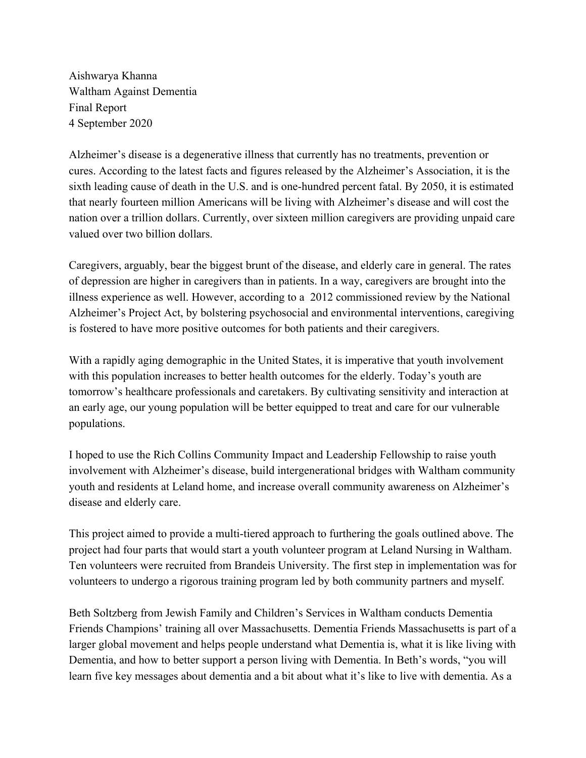Aishwarya Khanna
Waltham Against Dementia
Final Report
4 September 2020

Alzheimer's disease is a degenerative illness that currently has no treatments, prevention or cures. According to the latest facts and figures released by the Alzheimer's Association, it is the sixth leading cause of death in the U.S. and is one-hundred percent fatal. By 2050, it is estimated that nearly fourteen million Americans will be living with Alzheimer's disease and will cost the nation over a trillion dollars. Currently, over sixteen million caregivers are providing unpaid care valued over two billion dollars.

Caregivers, arguably, bear the biggest brunt of the disease, and elderly care in general. The rates of depression are higher in caregivers than in patients. In a way, caregivers are brought into the illness experience as well. However, according to a 2012 commissioned review by the National Alzheimer's Project Act, by bolstering psychosocial and environmental interventions, caregiving is fostered to have more positive outcomes for both patients and their caregivers.

With a rapidly aging demographic in the United States, it is imperative that youth involvement with this population increases to better health outcomes for the elderly. Today's youth are tomorrow's healthcare professionals and caretakers. By cultivating sensitivity and interaction at an early age, our young population will be better equipped to treat and care for our vulnerable populations.

I hoped to use the Rich Collins Community Impact and Leadership Fellowship to raise youth involvement with Alzheimer's disease, build intergenerational bridges with Waltham community youth and residents at Leland home, and increase overall community awareness on Alzheimer's disease and elderly care.

This project aimed to provide a multi-tiered approach to furthering the goals outlined above. The project had four parts that would start a youth volunteer program at Leland Nursing in Waltham. Ten volunteers were recruited from Brandeis University. The first step in implementation was for volunteers to undergo a rigorous training program led by both community partners and myself.

Beth Soltzberg from Jewish Family and Children's Services in Waltham conducts Dementia Friends Champions' training all over Massachusetts. Dementia Friends Massachusetts is part of a larger global movement and helps people understand what Dementia is, what it is like living with Dementia, and how to better support a person living with Dementia. In Beth's words, "you will learn five key messages about dementia and a bit about what it's like to live with dementia. As a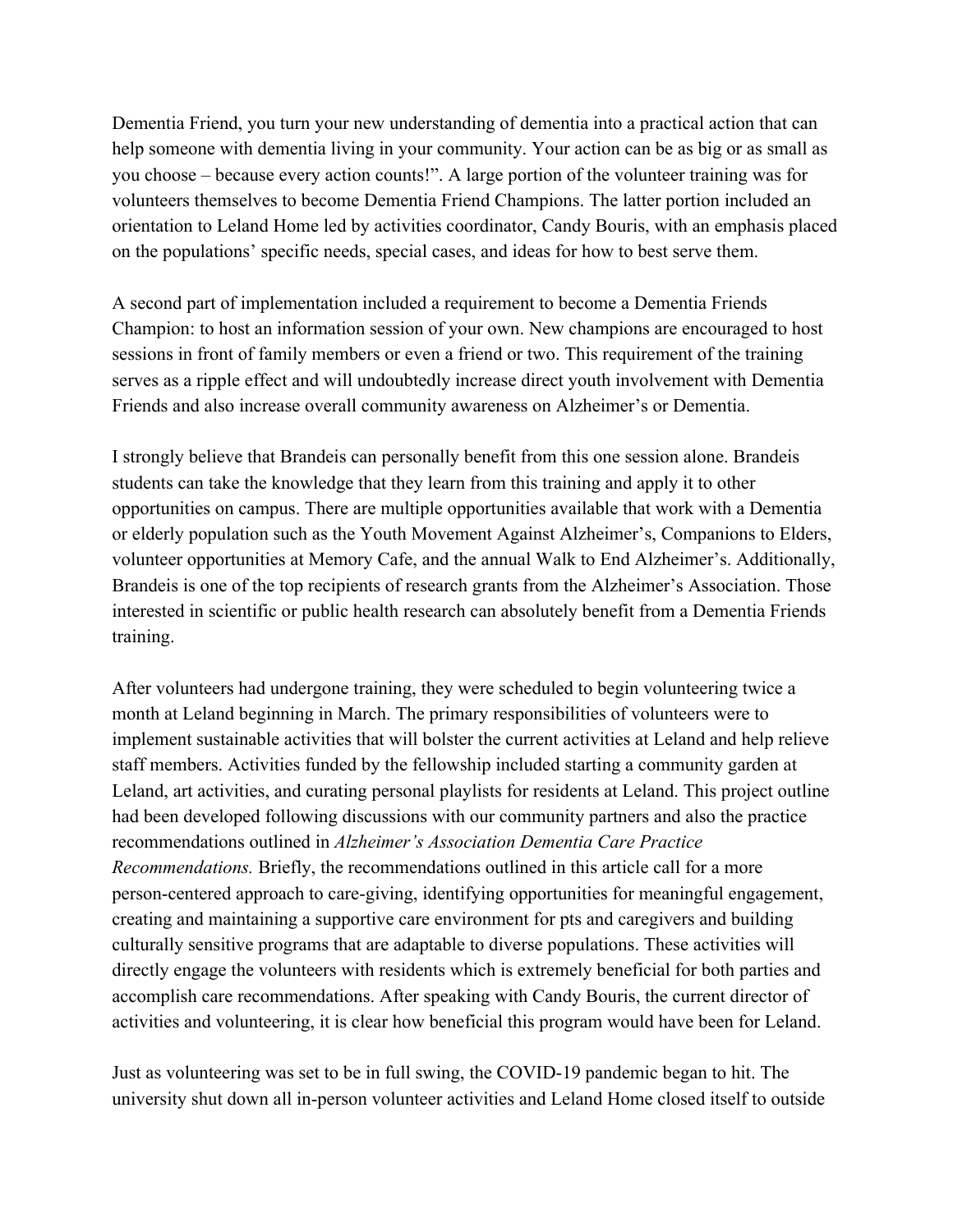Dementia Friend, you turn your new understanding of dementia into a practical action that can help someone with dementia living in your community. Your action can be as big or as small as you choose – because every action counts!". A large portion of the volunteer training was for volunteers themselves to become Dementia Friend Champions. The latter portion included an orientation to Leland Home led by activities coordinator, Candy Bouris, with an emphasis placed on the populations' specific needs, special cases, and ideas for how to best serve them.

A second part of implementation included a requirement to become a Dementia Friends Champion: to host an information session of your own. New champions are encouraged to host sessions in front of family members or even a friend or two. This requirement of the training serves as a ripple effect and will undoubtedly increase direct youth involvement with Dementia Friends and also increase overall community awareness on Alzheimer's or Dementia.

I strongly believe that Brandeis can personally benefit from this one session alone. Brandeis students can take the knowledge that they learn from this training and apply it to other opportunities on campus. There are multiple opportunities available that work with a Dementia or elderly population such as the Youth Movement Against Alzheimer's, Companions to Elders, volunteer opportunities at Memory Cafe, and the annual Walk to End Alzheimer's. Additionally, Brandeis is one of the top recipients of research grants from the Alzheimer's Association. Those interested in scientific or public health research can absolutely benefit from a Dementia Friends training.

After volunteers had undergone training, they were scheduled to begin volunteering twice a month at Leland beginning in March. The primary responsibilities of volunteers were to implement sustainable activities that will bolster the current activities at Leland and help relieve staff members. Activities funded by the fellowship included starting a community garden at Leland, art activities, and curating personal playlists for residents at Leland. This project outline had been developed following discussions with our community partners and also the practice recommendations outlined in *Alzheimer's Association Dementia Care Practice Recommendations.* Briefly, the recommendations outlined in this article call for a more person-centered approach to care-giving, identifying opportunities for meaningful engagement, creating and maintaining a supportive care environment for pts and caregivers and building culturally sensitive programs that are adaptable to diverse populations. These activities will directly engage the volunteers with residents which is extremely beneficial for both parties and accomplish care recommendations. After speaking with Candy Bouris, the current director of activities and volunteering, it is clear how beneficial this program would have been for Leland.

Just as volunteering was set to be in full swing, the COVID-19 pandemic began to hit. The university shut down all in-person volunteer activities and Leland Home closed itself to outside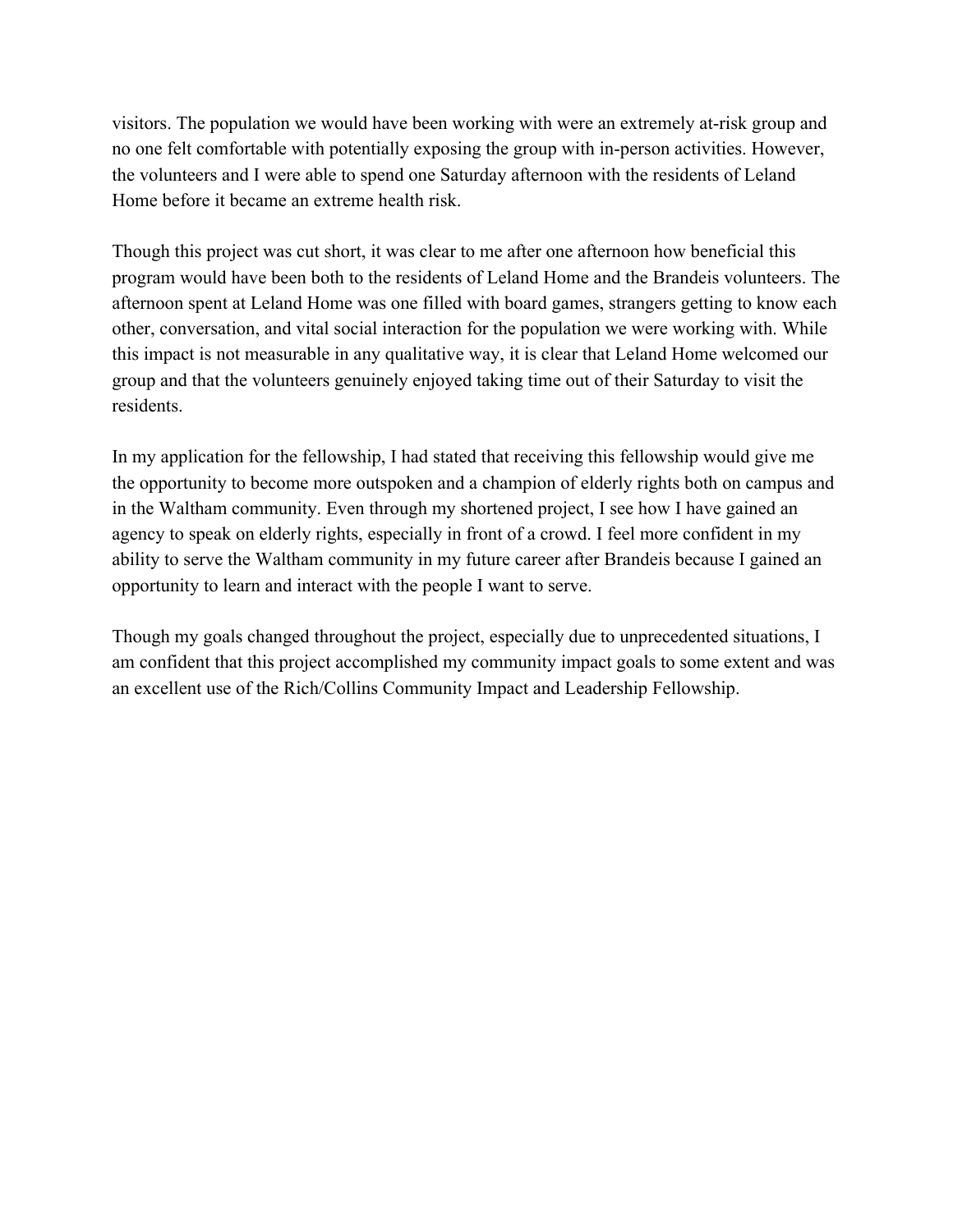visitors. The population we would have been working with were an extremely at-risk group and no one felt comfortable with potentially exposing the group with in-person activities. However, the volunteers and I were able to spend one Saturday afternoon with the residents of Leland Home before it became an extreme health risk.

Though this project was cut short, it was clear to me after one afternoon how beneficial this program would have been both to the residents of Leland Home and the Brandeis volunteers. The afternoon spent at Leland Home was one filled with board games, strangers getting to know each other, conversation, and vital social interaction for the population we were working with. While this impact is not measurable in any qualitative way, it is clear that Leland Home welcomed our group and that the volunteers genuinely enjoyed taking time out of their Saturday to visit the residents.

In my application for the fellowship, I had stated that receiving this fellowship would give me the opportunity to become more outspoken and a champion of elderly rights both on campus and in the Waltham community. Even through my shortened project, I see how I have gained an agency to speak on elderly rights, especially in front of a crowd. I feel more confident in my ability to serve the Waltham community in my future career after Brandeis because I gained an opportunity to learn and interact with the people I want to serve.

Though my goals changed throughout the project, especially due to unprecedented situations, I am confident that this project accomplished my community impact goals to some extent and was an excellent use of the Rich/Collins Community Impact and Leadership Fellowship.